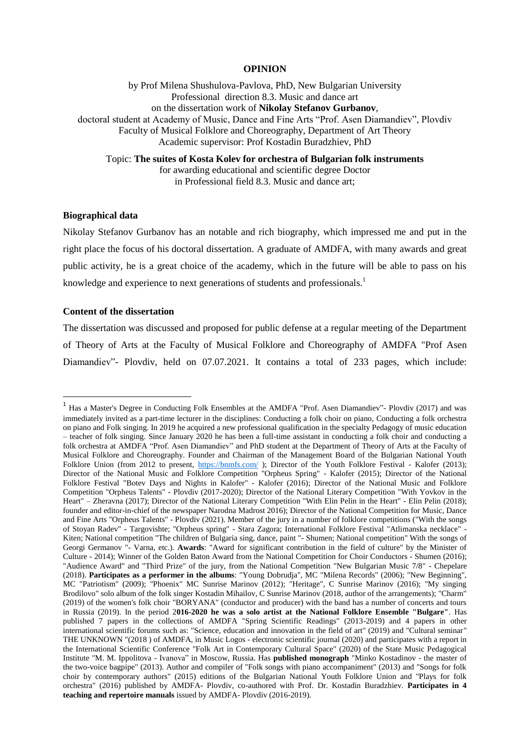**OPINION**

by Prof Milena Shushulova-Pavlova, PhD, New Bulgarian University
Professional direction 8.3. Music and dance art
on the dissertation work of **Nikolay Stefanov Gurbanov**,
doctoral student at Academy of Music, Dance and Fine Arts "Prof. Asen Diamandiev", Plovdiv
Faculty of Musical Folklore and Choreography, Department of Art Theory
Academic supervisor: Prof Kostadin Buradzhiev, PhD

Topic: **The suites of Kosta Kolev for orchestra of Bulgarian folk instruments**
for awarding educational and scientific degree Doctor
in Professional field 8.3. Music and dance art;

**Biographical data**

Nikolay Stefanov Gurbanov has an notable and rich biography, which impressed me and put in the right place the focus of his doctoral dissertation. A graduate of AMDFA, with many awards and great public activity, he is a great choice of the academy, which in the future will be able to pass on his knowledge and experience to next generations of students and professionals.[1]

**Content of the dissertation**

The dissertation was discussed and proposed for public defense at a regular meeting of the Department of Theory of Arts at the Faculty of Musical Folklore and Choreography of AMDFA "Prof Asen Diamandiev"- Plovdiv, held on 07.07.2021. It contains a total of 233 pages, which include:

---

[1] Has a Master's Degree in Conducting Folk Ensembles at the AMDFA "Prof. Asen Diamandiev"- Plovdiv (2017) and was immediately invited as a part-time lecturer in the disciplines: Conducting a folk choir on piano, Conducting a folk orchestra on piano and Folk singing. In 2019 he acquired a new professional qualification in the specialty Pedagogy of music education – teacher of folk singing. Since January 2020 he has been a full-time assistant in conducting a folk choir and conducting a folk orchestra at AMDFA "Prof. Asen Diamandiev" and PhD student at the Department of Theory of Arts at the Faculty of Musical Folklore and Choreography. Founder and Chairman of the Management Board of the Bulgarian National Youth Folklore Union (from 2012 to present, https://bnmfs.com/ ); Director of the Youth Folklore Festival - Kalofer (2013); Director of the National Music and Folklore Competition "Orpheus Spring" - Kalofer (2015); Director of the National Folklore Festival "Botev Days and Nights in Kalofer" - Kalofer (2016); Director of the National Music and Folklore Competition "Orpheus Talents" - Plovdiv (2017-2020); Director of the National Literary Competition "With Yovkov in the Heart" – Zheravna (2017); Director of the National Literary Competition "With Elin Pelin in the Heart" - Elin Pelin (2018); founder and editor-in-chief of the newspaper Narodna Madrost 2016); Director of the National Competition for Music, Dance and Fine Arts "Orpheus Talents" - Plovdiv (2021). Member of the jury in a number of folklore competitions ("With the songs of Stoyan Radev" - Targovishte; "Orpheus spring" - Stara Zagora; International Folklore Festival "Atlimanska necklace" - Kiten; National competition "The children of Bulgaria sing, dance, paint "- Shumen; National competition" With the songs of Georgi Germanov "- Varna, etc.). **Awards**: "Award for significant contribution in the field of culture" by the Minister of Culture - 2014); Winner of the Golden Baton Award from the National Competition for Choir Conductors - Shumen (2016); "Audience Award" and "Third Prize" of the jury, from the National Competition "New Bulgarian Music 7/8" - Chepelare (2018). **Participates as a performer in the albums**: "Young Dobrudja", MC "Milena Records" (2006); "New Beginning", MC "Patriotism" (2009); "Phoenix" MC Sunrise Marinov (2012); "Heritage", C Sunrise Marinov (2016); "My singing Brodilovo" solo album of the folk singer Kostadin Mihailov, C Sunrise Marinov (2018, author of the arrangements); "Charm" (2019) of the women's folk choir "BORYANA" (conductor and producer) with the band has a number of concerts and tours in Russia (2019). In the period 2**016-2020 he was a solo artist at the National Folklore Ensemble "Bulgare"**. Has published 7 papers in the collections of AMDFA "Spring Scientific Readings" (2013-2019) and 4 papers in other international scientific forums such as: "Science, education and innovation in the field of art" (2019) and "Cultural seminar" THE UNKNOWN "(2018 ) of AMDFA, in Music Logos - electronic scientific journal (2020) and participates with a report in the International Scientific Conference "Folk Art in Contemporary Cultural Space" (2020) of the State Music Pedagogical Institute "M. M. Ippolitova - Ivanova" in Moscow, Russia. Has **published monograph** "Minko Kostadinov - the master of the two-voice bagpipe" (2013). Author and compiler of "Folk songs with piano accompaniment" (2013) and "Songs for folk choir by contemporary authors" (2015) editions of the Bulgarian National Youth Folklore Union and "Plays for folk orchestra" (2016) published by AMDFA- Plovdiv, co-authored with Prof. Dr. Kostadin Buradzhiev. **Participates in 4 teaching and repertoire manuals** issued by AMDFA- Plovdiv (2016-2019).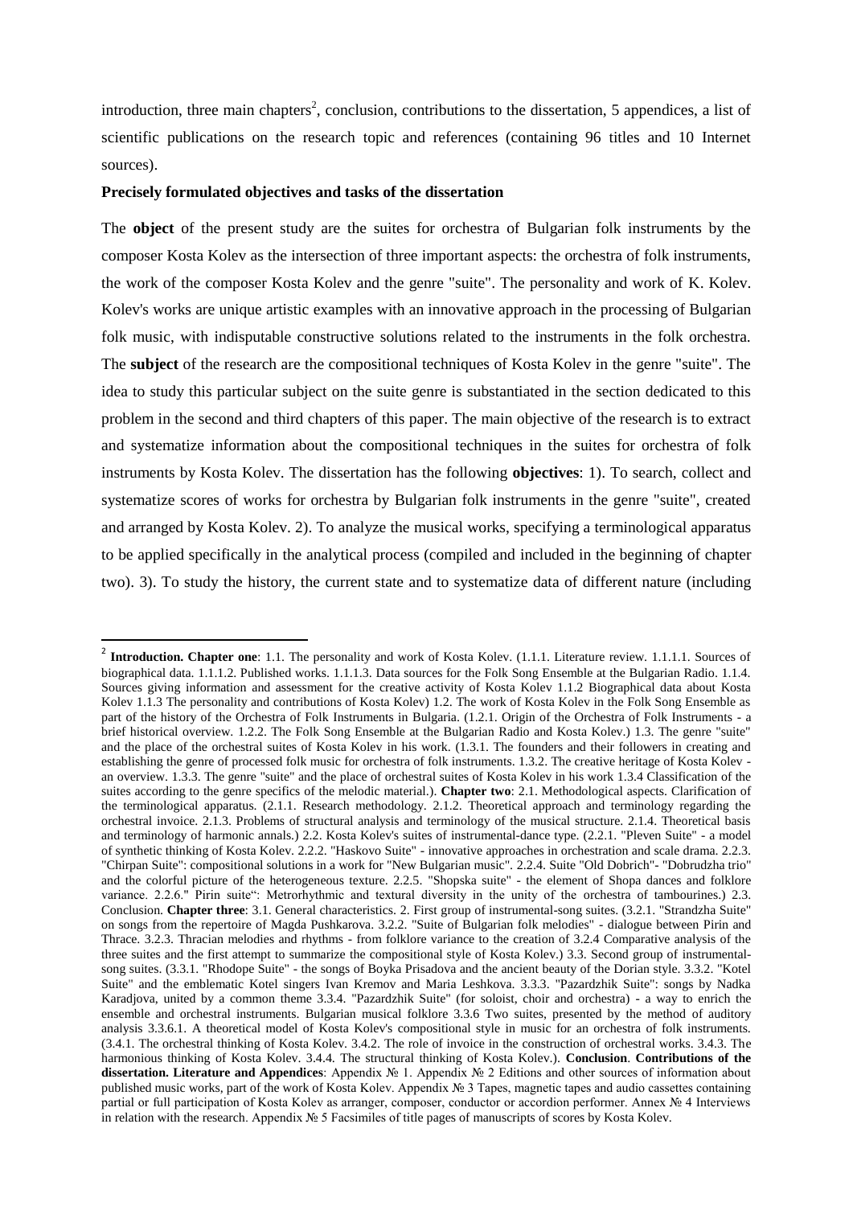introduction, three main chapters[2], conclusion, contributions to the dissertation, 5 appendices, a list of scientific publications on the research topic and references (containing 96 titles and 10 Internet sources).

**Precisely formulated objectives and tasks of the dissertation**

The **object** of the present study are the suites for orchestra of Bulgarian folk instruments by the composer Kosta Kolev as the intersection of three important aspects: the orchestra of folk instruments, the work of the composer Kosta Kolev and the genre "suite". The personality and work of K. Kolev. Kolev's works are unique artistic examples with an innovative approach in the processing of Bulgarian folk music, with indisputable constructive solutions related to the instruments in the folk orchestra. The **subject** of the research are the compositional techniques of Kosta Kolev in the genre "suite". The idea to study this particular subject on the suite genre is substantiated in the section dedicated to this problem in the second and third chapters of this paper. The main objective of the research is to extract and systematize information about the compositional techniques in the suites for orchestra of folk instruments by Kosta Kolev. The dissertation has the following **objectives**: 1). To search, collect and systematize scores of works for orchestra by Bulgarian folk instruments in the genre "suite", created and arranged by Kosta Kolev. 2). To analyze the musical works, specifying a terminological apparatus to be applied specifically in the analytical process (compiled and included in the beginning of chapter two). 3). To study the history, the current state and to systematize data of different nature (including

---

[2] **Introduction. Chapter one**: 1.1. The personality and work of Kosta Kolev. (1.1.1. Literature review. 1.1.1.1. Sources of biographical data. 1.1.1.2. Published works. 1.1.1.3. Data sources for the Folk Song Ensemble at the Bulgarian Radio. 1.1.4. Sources giving information and assessment for the creative activity of Kosta Kolev 1.1.2 Biographical data about Kosta Kolev 1.1.3 The personality and contributions of Kosta Kolev) 1.2. The work of Kosta Kolev in the Folk Song Ensemble as part of the history of the Orchestra of Folk Instruments in Bulgaria. (1.2.1. Origin of the Orchestra of Folk Instruments - a brief historical overview. 1.2.2. The Folk Song Ensemble at the Bulgarian Radio and Kosta Kolev.) 1.3. The genre "suite" and the place of the orchestral suites of Kosta Kolev in his work. (1.3.1. The founders and their followers in creating and establishing the genre of processed folk music for orchestra of folk instruments. 1.3.2. The creative heritage of Kosta Kolev - an overview. 1.3.3. The genre "suite" and the place of orchestral suites of Kosta Kolev in his work 1.3.4 Classification of the suites according to the genre specifics of the melodic material.). **Chapter two**: 2.1. Methodological aspects. Clarification of the terminological apparatus. (2.1.1. Research methodology. 2.1.2. Theoretical approach and terminology regarding the orchestral invoice. 2.1.3. Problems of structural analysis and terminology of the musical structure. 2.1.4. Theoretical basis and terminology of harmonic annals.) 2.2. Kosta Kolev's suites of instrumental-dance type. (2.2.1. "Pleven Suite" - a model of synthetic thinking of Kosta Kolev. 2.2.2. "Haskovo Suite" - innovative approaches in orchestration and scale drama. 2.2.3. "Chirpan Suite": compositional solutions in a work for "New Bulgarian music". 2.2.4. Suite "Old Dobrich"- "Dobrudzha trio" and the colorful picture of the heterogeneous texture. 2.2.5. "Shopska suite" - the element of Shopa dances and folklore variance. 2.2.6." Pirin suite": Metrorhythmic and textural diversity in the unity of the orchestra of tambourines.) 2.3. Conclusion. **Chapter three**: 3.1. General characteristics. 2. First group of instrumental-song suites. (3.2.1. "Strandzha Suite" on songs from the repertoire of Magda Pushkarova. 3.2.2. "Suite of Bulgarian folk melodies" - dialogue between Pirin and Thrace. 3.2.3. Thracian melodies and rhythms - from folklore variance to the creation of 3.2.4 Comparative analysis of the three suites and the first attempt to summarize the compositional style of Kosta Kolev.) 3.3. Second group of instrumental-song suites. (3.3.1. "Rhodope Suite" - the songs of Boyka Prisadova and the ancient beauty of the Dorian style. 3.3.2. "Kotel Suite" and the emblematic Kotel singers Ivan Kremov and Maria Leshkova. 3.3.3. "Pazardzhik Suite": songs by Nadka Karadjova, united by a common theme 3.3.4. "Pazardzhik Suite" (for soloist, choir and orchestra) - a way to enrich the ensemble and orchestral instruments. Bulgarian musical folklore 3.3.6 Two suites, presented by the method of auditory analysis 3.3.6.1. A theoretical model of Kosta Kolev's compositional style in music for an orchestra of folk instruments. (3.4.1. The orchestral thinking of Kosta Kolev. 3.4.2. The role of invoice in the construction of orchestral works. 3.4.3. The harmonious thinking of Kosta Kolev. 3.4.4. The structural thinking of Kosta Kolev.). **Conclusion**. **Contributions of the dissertation. Literature and Appendices**: Appendix № 1. Appendix № 2 Editions and other sources of information about published music works, part of the work of Kosta Kolev. Appendix № 3 Tapes, magnetic tapes and audio cassettes containing partial or full participation of Kosta Kolev as arranger, composer, conductor or accordion performer. Annex № 4 Interviews in relation with the research. Appendix № 5 Facsimiles of title pages of manuscripts of scores by Kosta Kolev.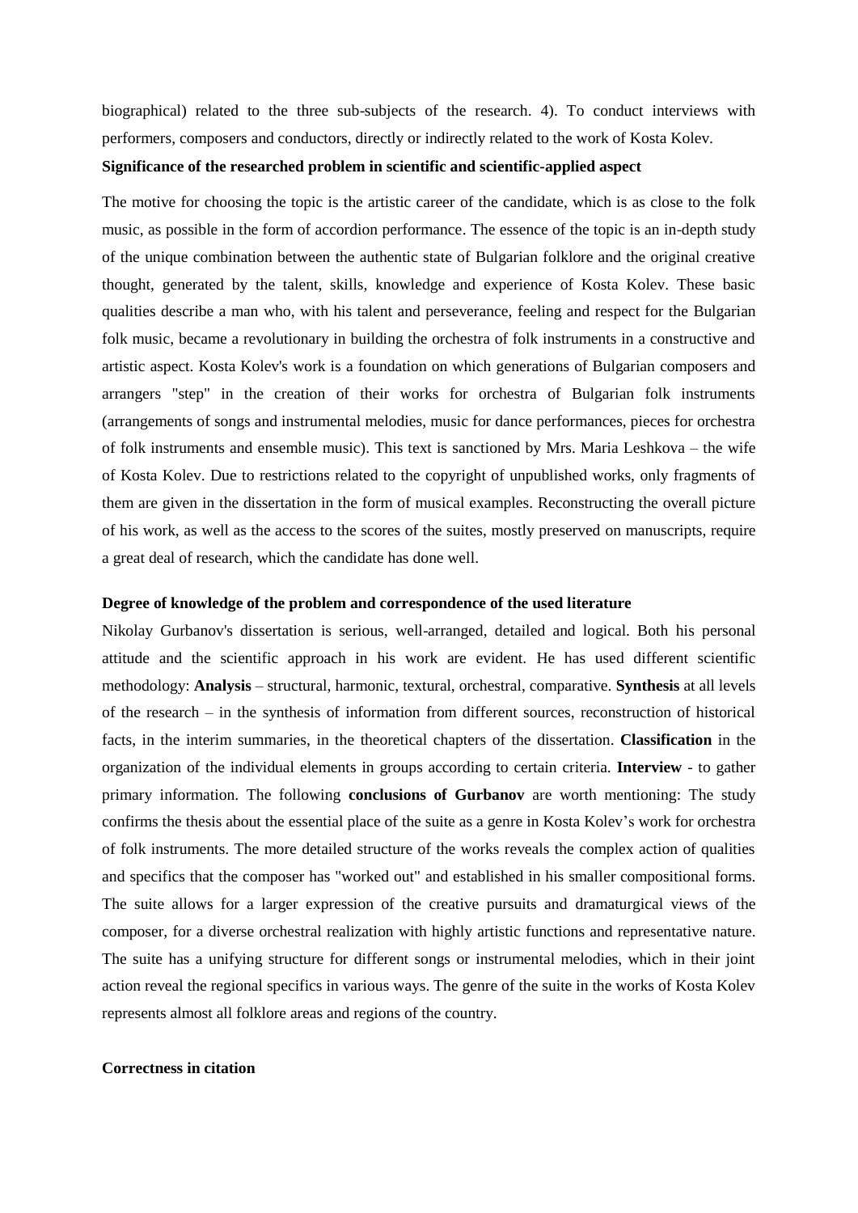biographical) related to the three sub-subjects of the research. 4). To conduct interviews with performers, composers and conductors, directly or indirectly related to the work of Kosta Kolev.

**Significance of the researched problem in scientific and scientific-applied aspect**

The motive for choosing the topic is the artistic career of the candidate, which is as close to the folk music, as possible in the form of accordion performance. The essence of the topic is an in-depth study of the unique combination between the authentic state of Bulgarian folklore and the original creative thought, generated by the talent, skills, knowledge and experience of Kosta Kolev. These basic qualities describe a man who, with his talent and perseverance, feeling and respect for the Bulgarian folk music, became a revolutionary in building the orchestra of folk instruments in a constructive and artistic aspect. Kosta Kolev's work is a foundation on which generations of Bulgarian composers and arrangers "step" in the creation of their works for orchestra of Bulgarian folk instruments (arrangements of songs and instrumental melodies, music for dance performances, pieces for orchestra of folk instruments and ensemble music). This text is sanctioned by Mrs. Maria Leshkova – the wife of Kosta Kolev. Due to restrictions related to the copyright of unpublished works, only fragments of them are given in the dissertation in the form of musical examples. Reconstructing the overall picture of his work, as well as the access to the scores of the suites, mostly preserved on manuscripts, require a great deal of research, which the candidate has done well.

**Degree of knowledge of the problem and correspondence of the used literature**

Nikolay Gurbanov's dissertation is serious, well-arranged, detailed and logical. Both his personal attitude and the scientific approach in his work are evident. He has used different scientific methodology: **Analysis** – structural, harmonic, textural, orchestral, comparative. **Synthesis** at all levels of the research – in the synthesis of information from different sources, reconstruction of historical facts, in the interim summaries, in the theoretical chapters of the dissertation. **Classification** in the organization of the individual elements in groups according to certain criteria. **Interview** - to gather primary information. The following **conclusions of Gurbanov** are worth mentioning: The study confirms the thesis about the essential place of the suite as a genre in Kosta Kolev's work for orchestra of folk instruments. The more detailed structure of the works reveals the complex action of qualities and specifics that the composer has "worked out" and established in his smaller compositional forms. The suite allows for a larger expression of the creative pursuits and dramaturgical views of the composer, for a diverse orchestral realization with highly artistic functions and representative nature. The suite has a unifying structure for different songs or instrumental melodies, which in their joint action reveal the regional specifics in various ways. The genre of the suite in the works of Kosta Kolev represents almost all folklore areas and regions of the country.

**Correctness in citation**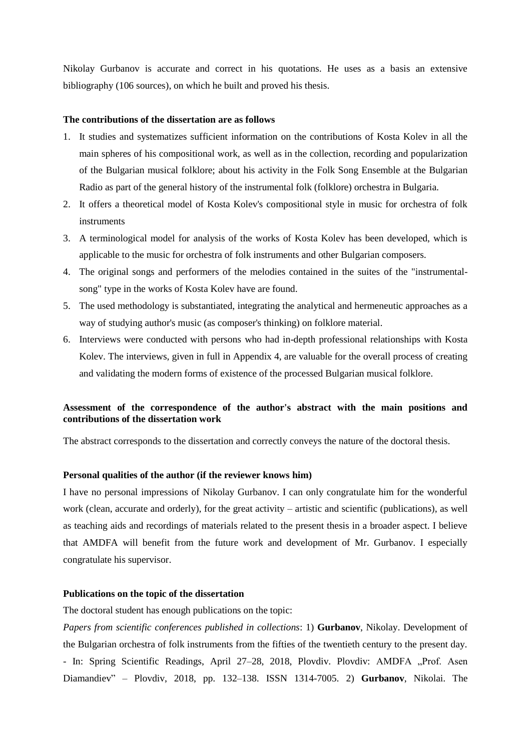Nikolay Gurbanov is accurate and correct in his quotations. He uses as a basis an extensive bibliography (106 sources), on which he built and proved his thesis.

**The contributions of the dissertation are as follows**

1. It studies and systematizes sufficient information on the contributions of Kosta Kolev in all the main spheres of his compositional work, as well as in the collection, recording and popularization of the Bulgarian musical folklore; about his activity in the Folk Song Ensemble at the Bulgarian Radio as part of the general history of the instrumental folk (folklore) orchestra in Bulgaria.
2. It offers a theoretical model of Kosta Kolev's compositional style in music for orchestra of folk instruments
3. A terminological model for analysis of the works of Kosta Kolev has been developed, which is applicable to the music for orchestra of folk instruments and other Bulgarian composers.
4. The original songs and performers of the melodies contained in the suites of the "instrumental-song" type in the works of Kosta Kolev have are found.
5. The used methodology is substantiated, integrating the analytical and hermeneutic approaches as a way of studying author's music (as composer's thinking) on folklore material.
6. Interviews were conducted with persons who had in-depth professional relationships with Kosta Kolev. The interviews, given in full in Appendix 4, are valuable for the overall process of creating and validating the modern forms of existence of the processed Bulgarian musical folklore.

**Assessment of the correspondence of the author's abstract with the main positions and contributions of the dissertation work**

The abstract corresponds to the dissertation and correctly conveys the nature of the doctoral thesis.

**Personal qualities of the author (if the reviewer knows him)**

I have no personal impressions of Nikolay Gurbanov. I can only congratulate him for the wonderful work (clean, accurate and orderly), for the great activity – artistic and scientific (publications), as well as teaching aids and recordings of materials related to the present thesis in a broader aspect. I believe that AMDFA will benefit from the future work and development of Mr. Gurbanov. I especially congratulate his supervisor.

**Publications on the topic of the dissertation**

The doctoral student has enough publications on the topic:

*Papers from scientific conferences published in collections*: 1) **Gurbanov**, Nikolay. Development of the Bulgarian orchestra of folk instruments from the fifties of the twentieth century to the present day. - In: Spring Scientific Readings, April 27–28, 2018, Plovdiv. Plovdiv: AMDFA „Prof. Asen Diamandiev" – Plovdiv, 2018, pp. 132–138. ISSN 1314-7005. 2) **Gurbanov**, Nikolai. The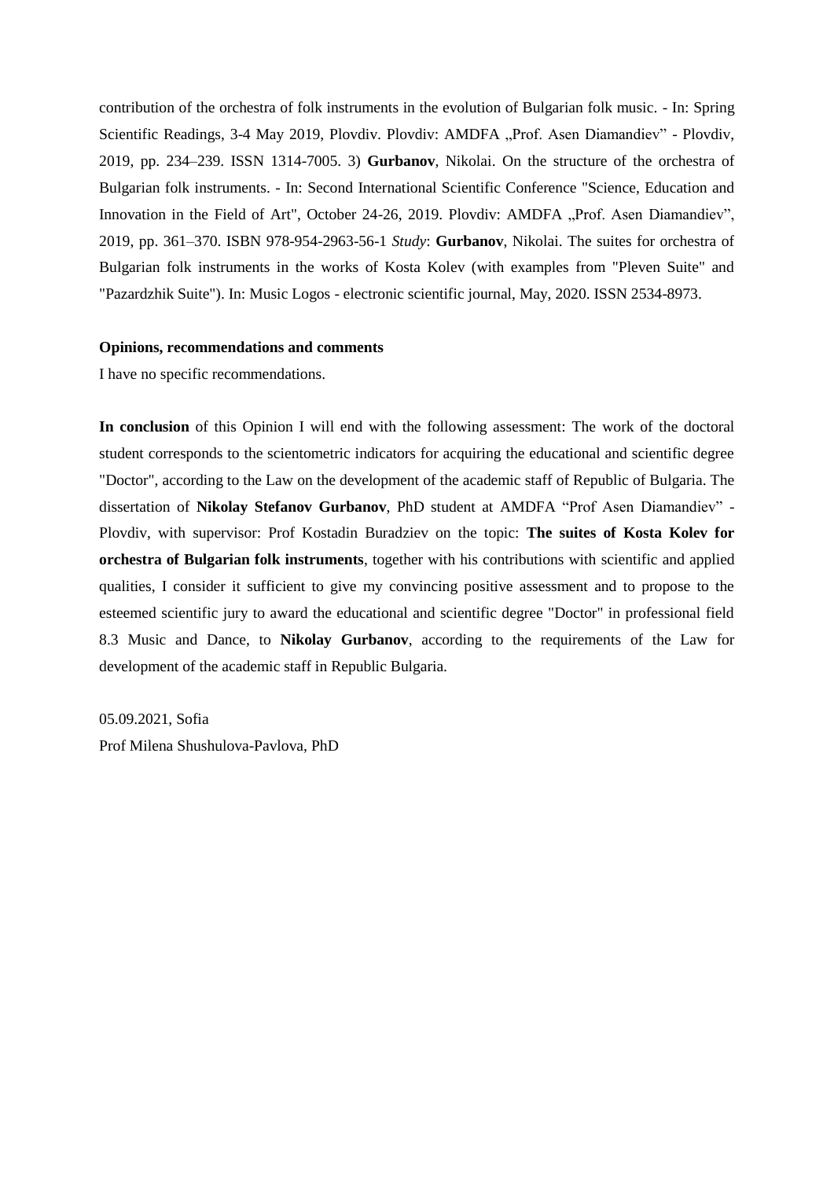contribution of the orchestra of folk instruments in the evolution of Bulgarian folk music. - In: Spring Scientific Readings, 3-4 May 2019, Plovdiv. Plovdiv: AMDFA „Prof. Asen Diamandiev" - Plovdiv, 2019, pp. 234–239. ISSN 1314-7005. 3) **Gurbanov**, Nikolai. On the structure of the orchestra of Bulgarian folk instruments. - In: Second International Scientific Conference "Science, Education and Innovation in the Field of Art", October 24-26, 2019. Plovdiv: AMDFA „Prof. Asen Diamandiev", 2019, pp. 361–370. ISBN 978-954-2963-56-1 *Study*: **Gurbanov**, Nikolai. The suites for orchestra of Bulgarian folk instruments in the works of Kosta Kolev (with examples from "Pleven Suite" and "Pazardzhik Suite"). In: Music Logos - electronic scientific journal, May, 2020. ISSN 2534-8973.

**Opinions, recommendations and comments**

I have no specific recommendations.

**In conclusion** of this Opinion I will end with the following assessment: The work of the doctoral student corresponds to the scientometric indicators for acquiring the educational and scientific degree "Doctor", according to the Law on the development of the academic staff of Republic of Bulgaria. The dissertation of **Nikolay Stefanov Gurbanov**, PhD student at AMDFA "Prof Asen Diamandiev" - Plovdiv, with supervisor: Prof Kostadin Buradziev on the topic: **The suites of Kosta Kolev for orchestra of Bulgarian folk instruments**, together with his contributions with scientific and applied qualities, I consider it sufficient to give my convincing positive assessment and to propose to the esteemed scientific jury to award the educational and scientific degree "Doctor" in professional field 8.3 Music and Dance, to **Nikolay Gurbanov**, according to the requirements of the Law for development of the academic staff in Republic Bulgaria.

05.09.2021, Sofia
Prof Milena Shushulova-Pavlova, PhD